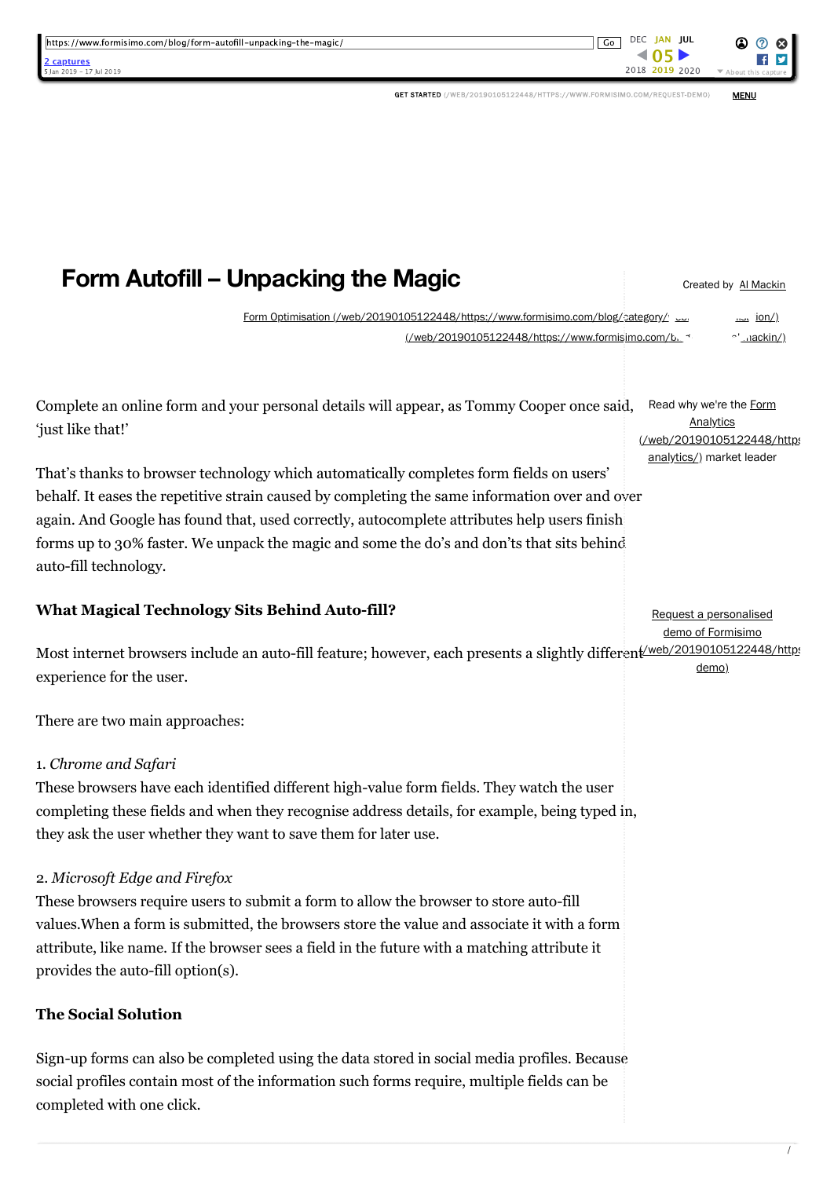# Form Autofill – Unpacking the Magic

Created by Al Mackin

Form Optimisation

Complete an online form and your personal details will appear, as Tommy Cooper once said, 'just like that!'

That's thanks to browser technology which automatically completes form fields on users' behalf. It eases the repetitive strain caused by completing the same information over and over again. And Google has found that, used correctly, autocomplete attributes help users finish forms up to 30% faster. We unpack the magic and some the do's and don'ts that sits behind auto-fill technology.

Read why we're the Form Analytics market leader

Request a personalised demo of Formisimo

### What Magical Technology Sits Behind Auto-fill?

Most internet browsers include an auto-fill feature; however, each presents a slightly different experience for the user.

There are two main approaches:

1. *Chrome and Safari*
These browsers have each identified different high-value form fields. They watch the user completing these fields and when they recognise address details, for example, being typed in, they ask the user whether they want to save them for later use.

2. *Microsoft Edge and Firefox*
These browsers require users to submit a form to allow the browser to store auto-fill values.When a form is submitted, the browsers store the value and associate it with a form attribute, like name. If the browser sees a field in the future with a matching attribute it provides the auto-fill option(s).

### The Social Solution

Sign-up forms can also be completed using the data stored in social media profiles. Because social profiles contain most of the information such forms require, multiple fields can be completed with one click.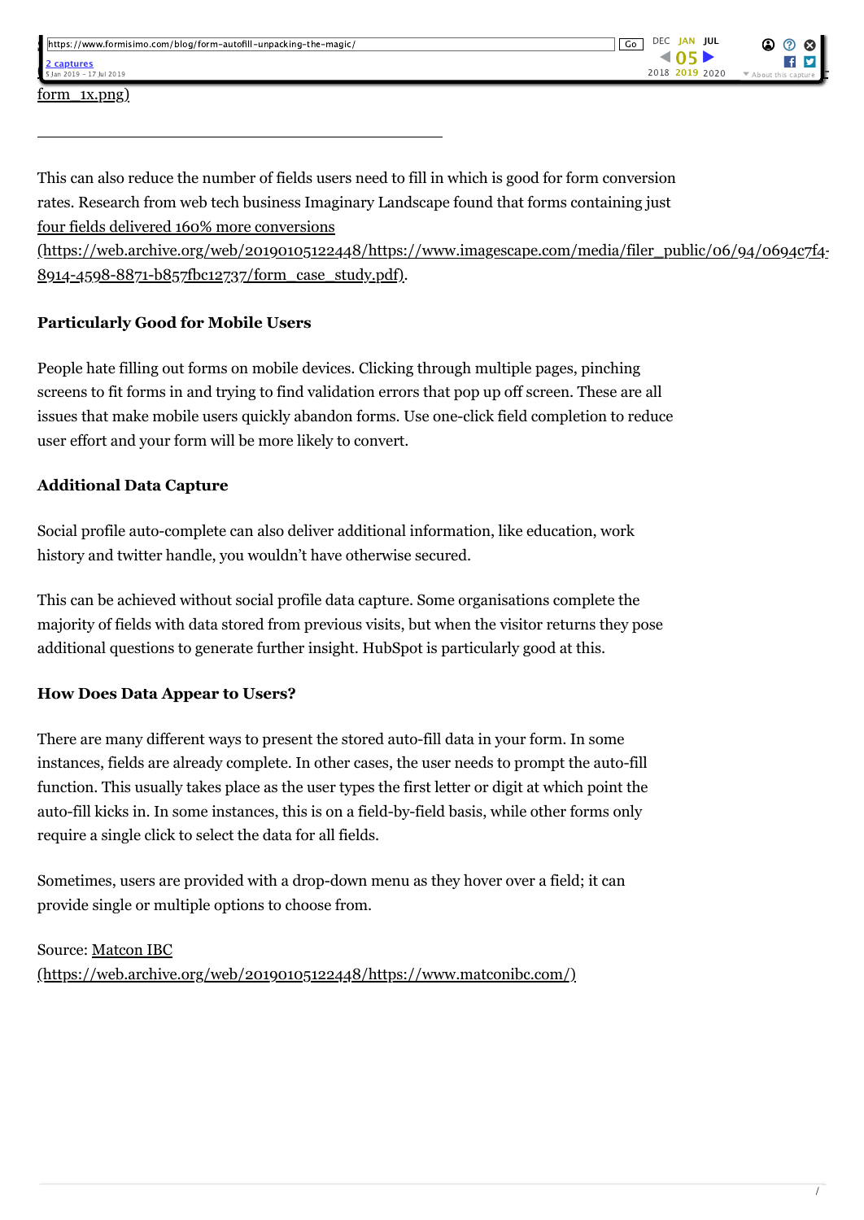form_1x.png)

This can also reduce the number of fields users need to fill in which is good for form conversion rates. Research from web tech business Imaginary Landscape found that forms containing just four fields delivered 160% more conversions (https://web.archive.org/web/20190105122448/https://www.imagescape.com/media/filer_public/06/94/0694c7f4-8914-4598-8871-b857fbc12737/form_case_study.pdf).

**Particularly Good for Mobile Users**

People hate filling out forms on mobile devices. Clicking through multiple pages, pinching screens to fit forms in and trying to find validation errors that pop up off screen. These are all issues that make mobile users quickly abandon forms. Use one-click field completion to reduce user effort and your form will be more likely to convert.

**Additional Data Capture**

Social profile auto-complete can also deliver additional information, like education, work history and twitter handle, you wouldn't have otherwise secured.

This can be achieved without social profile data capture. Some organisations complete the majority of fields with data stored from previous visits, but when the visitor returns they pose additional questions to generate further insight. HubSpot is particularly good at this.

**How Does Data Appear to Users?**

There are many different ways to present the stored auto-fill data in your form. In some instances, fields are already complete. In other cases, the user needs to prompt the auto-fill function. This usually takes place as the user types the first letter or digit at which point the auto-fill kicks in. In some instances, this is on a field-by-field basis, while other forms only require a single click to select the data for all fields.

Sometimes, users are provided with a drop-down menu as they hover over a field; it can provide single or multiple options to choose from.

Source: Matcon IBC (https://web.archive.org/web/20190105122448/https://www.matconibc.com/)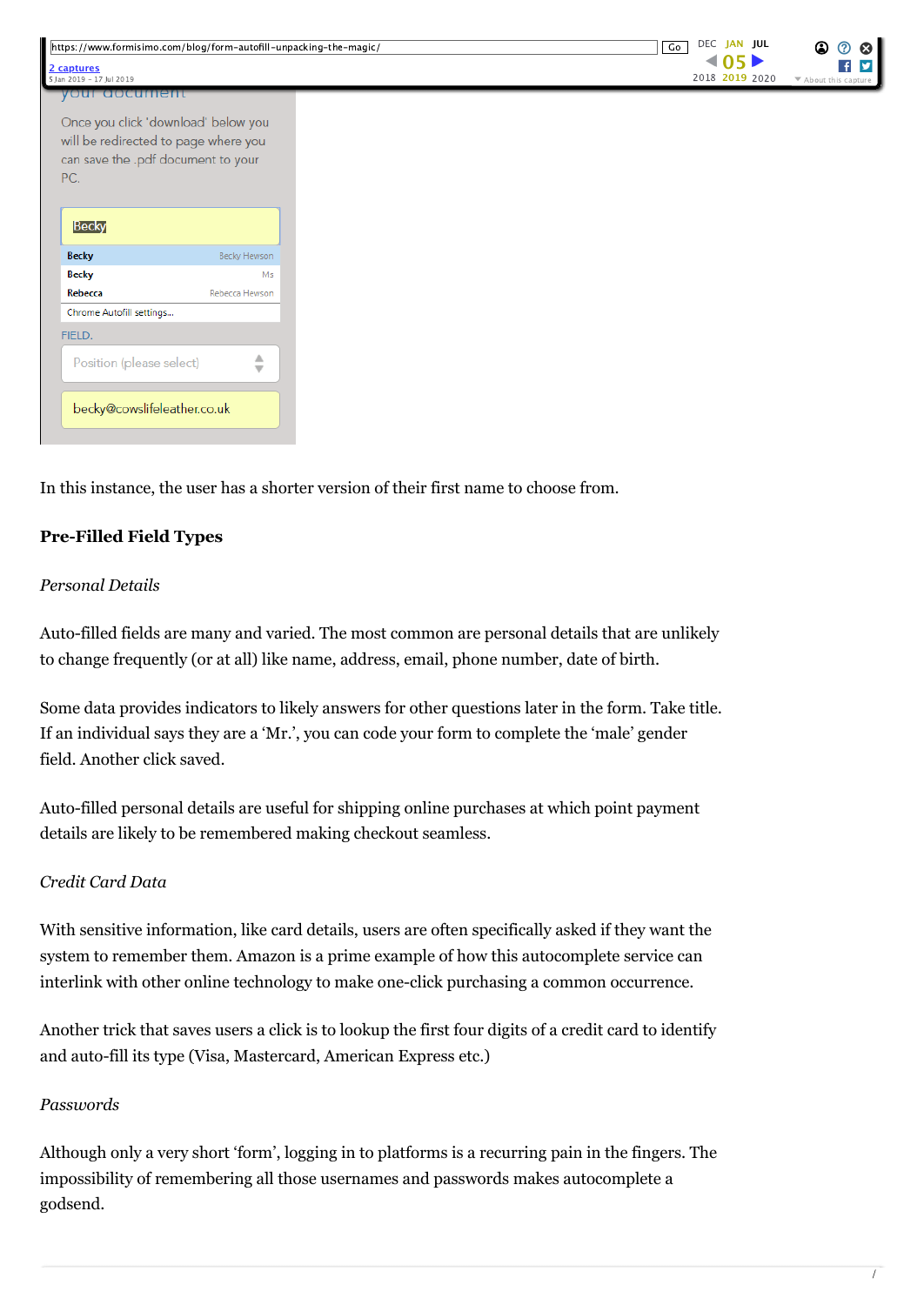In this instance, the user has a shorter version of their first name to choose from.

**Pre-Filled Field Types**

*Personal Details*

Auto-filled fields are many and varied. The most common are personal details that are unlikely to change frequently (or at all) like name, address, email, phone number, date of birth.

Some data provides indicators to likely answers for other questions later in the form. Take title. If an individual says they are a 'Mr.', you can code your form to complete the 'male' gender field. Another click saved.

Auto-filled personal details are useful for shipping online purchases at which point payment details are likely to be remembered making checkout seamless.

*Credit Card Data*

With sensitive information, like card details, users are often specifically asked if they want the system to remember them. Amazon is a prime example of how this autocomplete service can interlink with other online technology to make one-click purchasing a common occurrence.

Another trick that saves users a click is to lookup the first four digits of a credit card to identify and auto-fill its type (Visa, Mastercard, American Express etc.)

*Passwords*

Although only a very short 'form', logging in to platforms is a recurring pain in the fingers. The impossibility of remembering all those usernames and passwords makes autocomplete a godsend.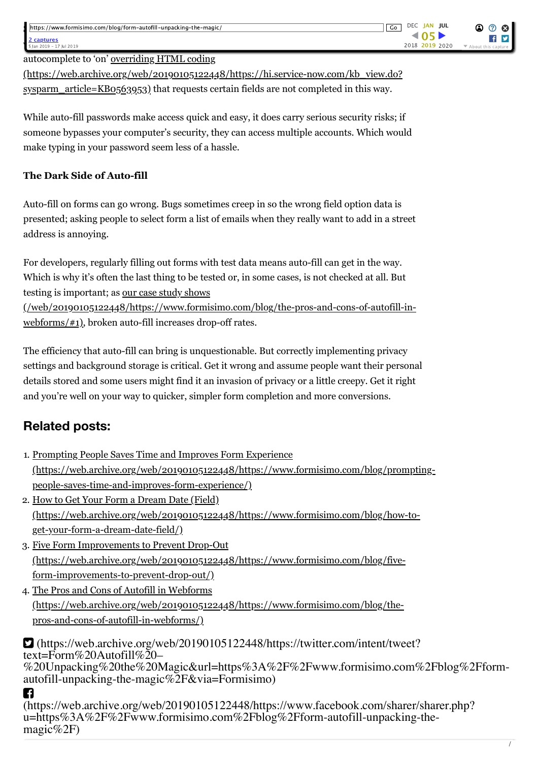autocomplete to 'on' overriding HTML coding (https://web.archive.org/web/20190105122448/https://hi.service-now.com/kb_view.do?sysparm_article=KB0563953) that requests certain fields are not completed in this way.

While auto-fill passwords make access quick and easy, it does carry serious security risks; if someone bypasses your computer's security, they can access multiple accounts. Which would make typing in your password seem less of a hassle.

**The Dark Side of Auto-fill**

Auto-fill on forms can go wrong. Bugs sometimes creep in so the wrong field option data is presented; asking people to select form a list of emails when they really want to add in a street address is annoying.

For developers, regularly filling out forms with test data means auto-fill can get in the way. Which is why it's often the last thing to be tested or, in some cases, is not checked at all. But testing is important; as our case study shows (/web/20190105122448/https://www.formisimo.com/blog/the-pros-and-cons-of-autofill-in-webforms/#1), broken auto-fill increases drop-off rates.

The efficiency that auto-fill can bring is unquestionable. But correctly implementing privacy settings and background storage is critical. Get it wrong and assume people want their personal details stored and some users might find it an invasion of privacy or a little creepy. Get it right and you're well on your way to quicker, simpler form completion and more conversions.

## Related posts:

1. Prompting People Saves Time and Improves Form Experience (https://web.archive.org/web/20190105122448/https://www.formisimo.com/blog/prompting-people-saves-time-and-improves-form-experience/)
2. How to Get Your Form a Dream Date (Field) (https://web.archive.org/web/20190105122448/https://www.formisimo.com/blog/how-to-get-your-form-a-dream-date-field/)
3. Five Form Improvements to Prevent Drop-Out (https://web.archive.org/web/20190105122448/https://www.formisimo.com/blog/five-form-improvements-to-prevent-drop-out/)
4. The Pros and Cons of Autofill in Webforms (https://web.archive.org/web/20190105122448/https://www.formisimo.com/blog/the-pros-and-cons-of-autofill-in-webforms/)

(https://web.archive.org/web/20190105122448/https://twitter.com/intent/tweet?text=Form%20Autofill%20–%20Unpacking%20the%20Magic&url=https%3A%2F%2Fwww.formisimo.com%2Fblog%2Fform-autofill-unpacking-the-magic%2F&via=Formisimo)

(https://web.archive.org/web/20190105122448/https://www.facebook.com/sharer/sharer.php?u=https%3A%2F%2Fwww.formisimo.com%2Fblog%2Fform-autofill-unpacking-the-magic%2F)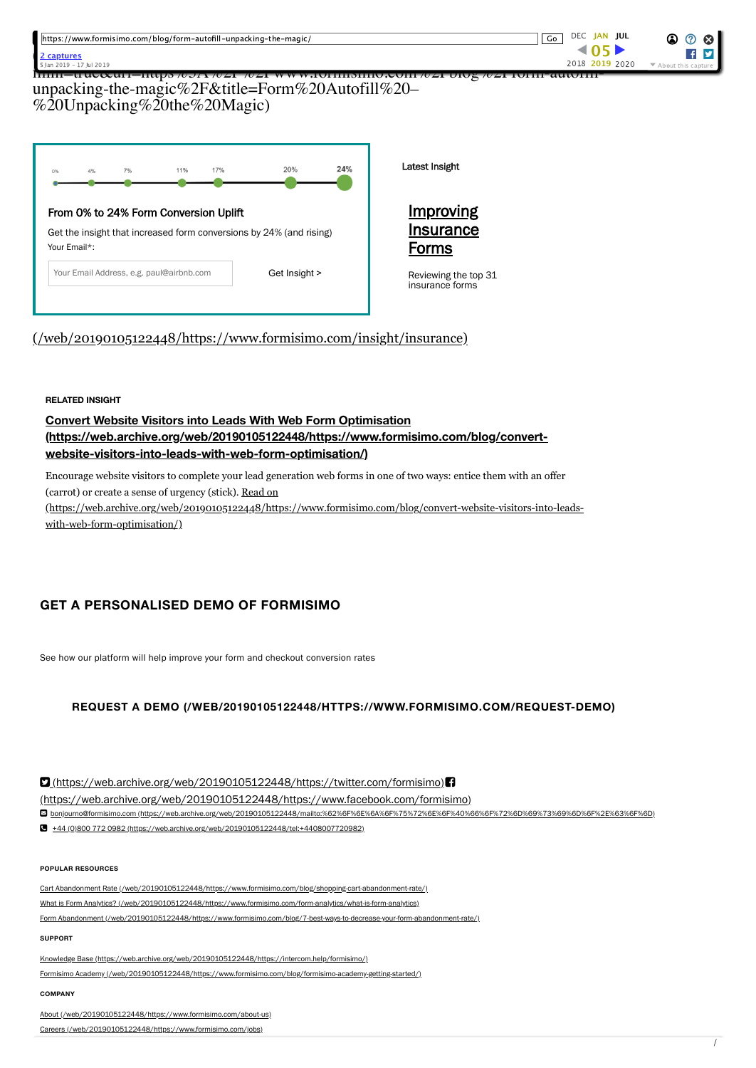unpacking-the-magic%2F&title=Form%20Autofill%20–%20Unpacking%20the%20Magic)

0% 4% 7% 11% 17% 20% 24%

From 0% to 24% Form Conversion Uplift

Get the insight that increased form conversions by 24% (and rising)

Your Email*:

Your Email Address, e.g. paul@airbnb.com

Get Insight >

Latest Insight

**Improving Insurance Forms**

Reviewing the top 31 insurance forms

(/web/20190105122448/https://www.formisimo.com/insight/insurance)

**RELATED INSIGHT**

**Convert Website Visitors into Leads With Web Form Optimisation (https://web.archive.org/web/20190105122448/https://www.formisimo.com/blog/convert-website-visitors-into-leads-with-web-form-optimisation/)**

Encourage website visitors to complete your lead generation web forms in one of two ways: entice them with an offer (carrot) or create a sense of urgency (stick). Read on (https://web.archive.org/web/20190105122448/https://www.formisimo.com/blog/convert-website-visitors-into-leads-with-web-form-optimisation/)

## GET A PERSONALISED DEMO OF FORMISIMO

See how our platform will help improve your form and checkout conversion rates

**REQUEST A DEMO (/WEB/20190105122448/HTTPS://WWW.FORMISIMO.COM/REQUEST-DEMO)**

(https://web.archive.org/web/20190105122448/https://twitter.com/formisimo) (https://web.archive.org/web/20190105122448/https://www.facebook.com/formisimo)

bonjourno@formisimo.com (https://web.archive.org/web/20190105122448/mailto:%62%6F%6E%6A%6F%75%72%6E%6F%40%66%6F%72%6D%69%73%69%6D%6F%2E%63%6F%6D)

+44 (0)800 772 0982 (https://web.archive.org/web/20190105122448/tel:+4408007720982)

**POPULAR RESOURCES**

Cart Abandonment Rate (/web/20190105122448/https://www.formisimo.com/blog/shopping-cart-abandonment-rate/)

What is Form Analytics? (/web/20190105122448/https://www.formisimo.com/form-analytics/what-is-form-analytics)

Form Abandonment (/web/20190105122448/https://www.formisimo.com/blog/7-best-ways-to-decrease-your-form-abandonment-rate/)

**SUPPORT**

Knowledge Base (https://web.archive.org/web/20190105122448/https://intercom.help/formisimo/)

Formisimo Academy (/web/20190105122448/https://www.formisimo.com/blog/formisimo-academy-getting-started/)

**COMPANY**

About (/web/20190105122448/https://www.formisimo.com/about-us)

Careers (/web/20190105122448/https://www.formisimo.com/jobs)